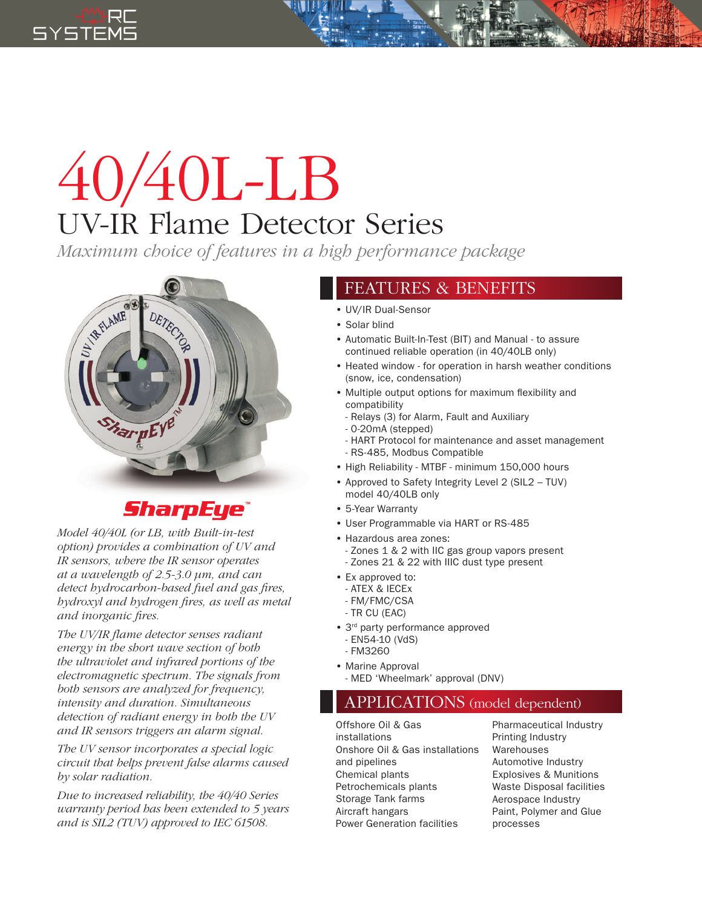RC SYSTEMS

# 40/40L-LB

## UV-IR Flame Detector Series

*Maximum choice of features in a high performance package*

**SharpEye™**

*Model 40/40L (or LB, with Built-in-test option) provides a combination of UV and IR sensors, where the IR sensor operates at a wavelength of 2.5-3.0 µm, and can detect hydrocarbon-based fuel and gas fires, hydroxyl and hydrogen fires, as well as metal and inorganic fires.*

*The UV/IR flame detector senses radiant energy in the short wave section of both the ultraviolet and infrared portions of the electromagnetic spectrum. The signals from both sensors are analyzed for frequency, intensity and duration. Simultaneous detection of radiant energy in both the UV and IR sensors triggers an alarm signal.*

*The UV sensor incorporates a special logic circuit that helps prevent false alarms caused by solar radiation.*

*Due to increased reliability, the 40/40 Series warranty period has been extended to 5 years and is SIL2 (TUV) approved to IEC 61508.*

## FEATURES & BENEFITS

- UV/IR Dual-Sensor
- Solar blind
- Automatic Built-In-Test (BIT) and Manual - to assure continued reliable operation (in 40/40LB only)
- Heated window - for operation in harsh weather conditions (snow, ice, condensation)
- Multiple output options for maximum flexibility and compatibility
  - Relays (3) for Alarm, Fault and Auxiliary
  - 0-20mA (stepped)
  - HART Protocol for maintenance and asset management
  - RS-485, Modbus Compatible
- High Reliability - MTBF - minimum 150,000 hours
- Approved to Safety Integrity Level 2 (SIL2 – TUV) model 40/40LB only
- 5-Year Warranty
- User Programmable via HART or RS-485
- Hazardous area zones:
  - Zones 1 & 2 with IIC gas group vapors present
  - Zones 21 & 22 with IIIC dust type present
- Ex approved to:
  - ATEX & IECEx
  - FM/FMC/CSA
  - TR CU (EAC)
- 3rd party performance approved
  - EN54-10 (VdS)
  - FM3260
- Marine Approval
  - MED 'Wheelmark' approval (DNV)

## APPLICATIONS (model dependent)

- Offshore Oil & Gas installations
- Onshore Oil & Gas installations and pipelines
- Chemical plants
- Petrochemicals plants
- Storage Tank farms
- Aircraft hangars
- Power Generation facilities
- Pharmaceutical Industry
- Printing Industry
- Warehouses
- Automotive Industry
- Explosives & Munitions
- Waste Disposal facilities
- Aerospace Industry
- Paint, Polymer and Glue processes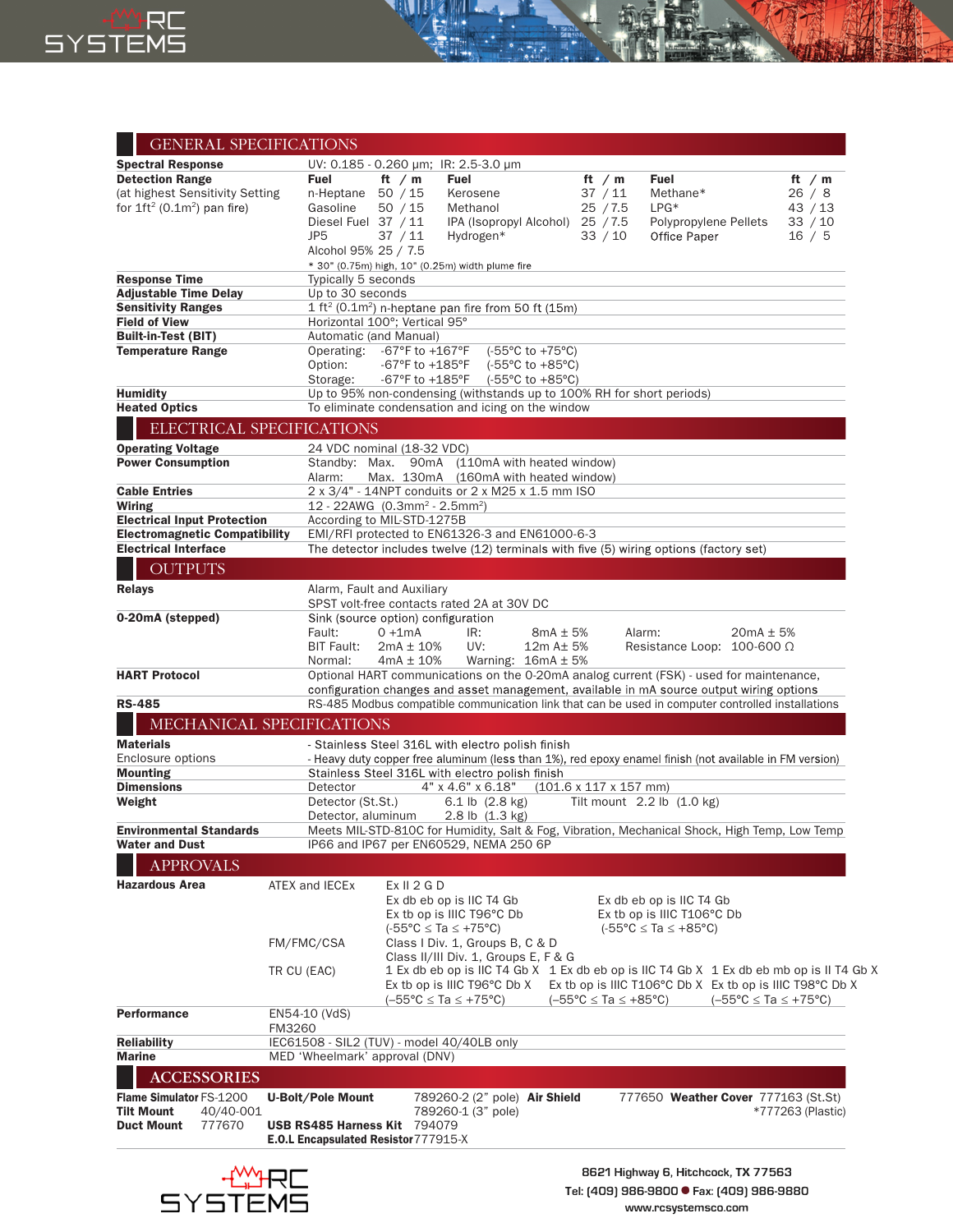## GENERAL SPECIFICATIONS

| | |
|---|---|
| **Spectral Response** | UV: 0.185 - 0.260 µm; IR: 2.5-3.0 µm |
| **Detection Range** (at highest Sensitivity Setting for 1ft² (0.1m²) pan fire) | see table below |
| **Response Time** | Typically 5 seconds |
| **Adjustable Time Delay** | Up to 30 seconds |
| **Sensitivity Ranges** | 1 ft² (0.1m²) n-heptane pan fire from 50 ft (15m) |
| **Field of View** | Horizontal 100°; Vertical 95° |
| **Built-in-Test (BIT)** | Automatic (and Manual) |
| **Temperature Range** | Operating: -67°F to +167°F (-55°C to +75°C)<br>Option: -67°F to +185°F (-55°C to +85°C)<br>Storage: -67°F to +185°F (-55°C to +85°C) |
| **Humidity** | Up to 95% non-condensing (withstands up to 100% RH for short periods) |
| **Heated Optics** | To eliminate condensation and icing on the window |

**Detection Range**

| Fuel | ft / m | Fuel | ft / m | Fuel | ft / m |
|---|---|---|---|---|---|
| n-Heptane | 50 / 15 | Kerosene | 37 / 11 | Methane* | 26 / 8 |
| Gasoline | 50 / 15 | Methanol | 25 / 7.5 | LPG* | 43 / 13 |
| Diesel Fuel | 37 / 11 | IPA (Isopropyl Alcohol) | 25 / 7.5 | Polypropylene Pellets | 33 / 10 |
| JP5 | 37 / 11 | Hydrogen* | 33 / 10 | Office Paper | 16 / 5 |
| Alcohol 95% | 25 / 7.5 | | | | |

* 30" (0.75m) high, 10" (0.25m) width plume fire

## ELECTRICAL SPECIFICATIONS

| | |
|---|---|
| **Operating Voltage** | 24 VDC nominal (18-32 VDC) |
| **Power Consumption** | Standby: Max. 90mA (110mA with heated window)<br>Alarm: Max. 130mA (160mA with heated window) |
| **Cable Entries** | 2 x 3/4" - 14NPT conduits or 2 x M25 x 1.5 mm ISO |
| **Wiring** | 12 - 22AWG (0.3mm² - 2.5mm²) |
| **Electrical Input Protection** | According to MIL-STD-1275B |
| **Electromagnetic Compatibility** | EMI/RFI protected to EN61326-3 and EN61000-6-3 |
| **Electrical Interface** | The detector includes twelve (12) terminals with five (5) wiring options (factory set) |

## OUTPUTS

| | |
|---|---|
| **Relays** | Alarm, Fault and Auxiliary<br>SPST volt-free contacts rated 2A at 30V DC |
| **0-20mA (stepped)** | Sink (source option) configuration<br>Fault: 0 +1mA; IR: 8mA ± 5%; Alarm: 20mA ± 5%<br>BIT Fault: 2mA ± 10%; UV: 12m A± 5%; Resistance Loop: 100-600 Ω<br>Normal: 4mA ± 10%; Warning: 16mA ± 5% |
| **HART Protocol** | Optional HART communications on the 0-20mA analog current (FSK) - used for maintenance, configuration changes and asset management, available in mA source output wiring options |
| **RS-485** | RS-485 Modbus compatible communication link that can be used in computer controlled installations |

## MECHANICAL SPECIFICATIONS

| | |
|---|---|
| **Materials**<br>Enclosure options | - Stainless Steel 316L with electro polish finish<br>- Heavy duty copper free aluminum (less than 1%), red epoxy enamel finish (not available in FM version) |
| **Mounting** | Stainless Steel 316L with electro polish finish |
| **Dimensions** | Detector 4" x 4.6" x 6.18" (101.6 x 117 x 157 mm) |
| **Weight** | Detector (St.St.) 6.1 lb (2.8 kg); Tilt mount 2.2 lb (1.0 kg)<br>Detector, aluminum 2.8 lb (1.3 kg) |
| **Environmental Standards** | Meets MIL-STD-810C for Humidity, Salt & Fog, Vibration, Mechanical Shock, High Temp, Low Temp |
| **Water and Dust** | IP66 and IP67 per EN60529, NEMA 250 6P |

## APPROVALS

**Hazardous Area**

ATEX and IECEx:
- Ex II 2 G D
- Ex db eb op is IIC T4 Gb; Ex tb op is IIIC T96°C Db; (-55°C ≤ Ta ≤ +75°C)
- Ex db eb op is IIC T4 Gb; Ex tb op is IIIC T106°C Db; (-55°C ≤ Ta ≤ +85°C)

FM/FMC/CSA:
- Class I Div. 1, Groups B, C & D
- Class II/III Div. 1, Groups E, F & G

TR CU (EAC):
- 1 Ex db eb op is IIC T4 Gb X; Ex tb op is IIIC T96°C Db X; (–55°C ≤ Ta ≤ +75°C)
- 1 Ex db eb op is IIC T4 Gb X; Ex tb op is IIIC T106°C Db X; (–55°C ≤ Ta ≤ +85°C)
- 1 Ex db eb mb op is II T4 Gb X; Ex tb op is IIIC T98°C Db X; (–55°C ≤ Ta ≤ +75°C)

**Performance**: EN54-10 (VdS); FM3260

**Reliability**: IEC61508 - SIL2 (TUV) - model 40/40LB only

**Marine**: MED 'Wheelmark' approval (DNV)

## ACCESSORIES

- **Flame Simulator** FS-1200
- **Tilt Mount** 40/40-001
- **Duct Mount** 777670
- **U-Bolt/Pole Mount** 789260-2 (2" pole); 789260-1 (3" pole)
- **USB RS485 Harness Kit** 794079
- **E.O.L Encapsulated Resistor** 777915-X
- **Air Shield** 777650
- **Weather Cover** 777163 (St.St); *777263 (Plastic)

8621 Highway 6, Hitchcock, TX 77563
Tel: (409) 986-9800 ● Fax: (409) 986-9880
www.rcsystemsco.com